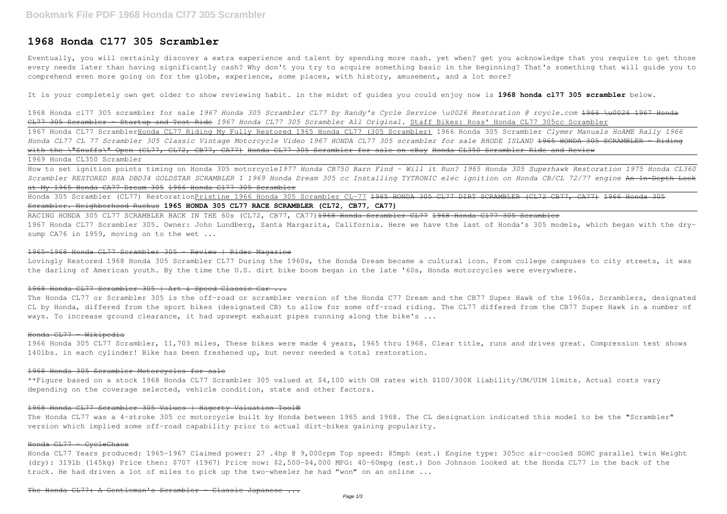# 1968 Honda Cl77 305 Scrambler

Eventually, you will certainly discover a extra experience and talent by spending more cash. yet when? get you acknowledge that you require to get those every needs later than having significantly cash? Why don't you try to acquire something basic in the beginning? That's something that will guide you to comprehend even more going on for the globe, experience, some places, with history, amusement, and a lot more?

It is your completely own get older to show reviewing habit. in the midst of guides you could enjoy now is **1968 honda cl77 305 scrambler** below.

1968 Honda cl77 305 scrambler for sale *1967 Honda 305 Scrambler CL77 by Randy's Cycle Service \u0026 Restoration @ rcycle.com* ~~1966 \u0026 1967 Honda CL77 305 Scrambler - Startup and Test Ride~~ *1967 Honda CL77 305 Scrambler All Original.* Staff Bikes: Ross' Honda CL77 305cc Scrambler

1967 Honda CL77 Scrambler Honda CL77 Riding My Fully Restored 1965 Honda CL77 (305 Scrambler) 1966 Honda 305 Scrambler *Clymer Manuals HoAME Rally 1966 Honda CL77 CL 77 Scrambler 305 Classic Vintage Motorcycle Video 1967 HONDA CL77 305 scrambler for sale RHODE ISLAND* ~~1965 HONDA 305 SCRAMBLER - Riding with the \"Snuffs\" Open (CL77, CL72, CB77, CA77)~~ ~~Honda CL77 305 Scrambler for sale on eBay~~ ~~Honda CL350 Scrambler Ride and Review~~

1969 Honda CL350 Scrambler

How to set ignition points timing on Honda 305 motorcycle *1977 Honda CB750 Barn Find - Will it Run? 1965 Honda 305 Superhawk Restoration 1975 Honda CL360 Scrambler RESTORED BSA DBD34 GOLDSTAR SCRAMBLER 1 1969 Honda Dream 305 cc Installing TYTRONIC elec ignition on Honda CB/CL 72/77 engine* ~~An In-Depth Look at My 1965 Honda CA77 Dream 305~~ ~~1966 Honda Cl77 305 Scrambler~~

Honda 305 Scrambler (CL77) Restoration Pristine 1966 Honda 305 Scrambler CL-77 ~~1965 HONDA 305 CL77 DIRT SCRAMBLER (CL72 CB77, CA77)~~ ~~1966 Honda 305 Scrambler. Neighborhood Ruckus~~ **1965 HONDA 305 CL77 RACE SCRAMBLER (CL72, CB77, CA77)**

RACING HONDA 305 CL77 SCRAMBLER BACK IN THE 60s (CL72, CB77, CA77) ~~1968 Honda Scrambler CL77~~ ~~1968 Honda Cl77 305 Scrambler~~

1967 Honda CL77 Scrambler 305. Owner: John Lundberg, Santa Margarita, California. Here we have the last of Honda's 305 models, which began with the dry-sump CA76 in 1959, moving on to the wet ...

~~1965-1968 Honda CL77 Scrambler 305 - Review | Rider Magazine~~

Lovingly Restored 1968 Honda 305 Scrambler CL77 During the 1960s, the Honda Dream became a cultural icon. From college campuses to city streets, it was the darling of American youth. By the time the U.S. dirt bike boom began in the late '60s, Honda motorcycles were everywhere.

~~1968 Honda CL77 Scrambler 305 | Art & Speed Classic Car ...~~

The Honda CL77 or Scrambler 305 is the off-road or scrambler version of the Honda C77 Dream and the CB77 Super Hawk of the 1960s. Scramblers, designated CL by Honda, differed from the sport bikes (designated CB) to allow for some off-road riding. The CL77 differed from the CB77 Super Hawk in a number of ways. To increase ground clearance, it had upswept exhaust pipes running along the bike's ...

~~Honda CL77 - Wikipedia~~

1966 Honda 305 CL77 Scrambler, 11,703 miles, These bikes were made 4 years, 1965 thru 1968. Clear title, runs and drives great. Compression test shows 140lbs. in each cylinder! Bike has been freshened up, but never needed a total restoration.

~~1968 Honda 305 Scrambler Motorcycles for sale~~

**Figure based on a stock 1968 Honda CL77 Scrambler 305 valued at $4,100 with OH rates with $100/300K liability/UM/UIM limits. Actual costs vary depending on the coverage selected, vehicle condition, state and other factors.

~~1968 Honda CL77 Scrambler 305 Values | Hagerty Valuation Tool®~~

The Honda CL77 was a 4-stroke 305 cc motorcycle built by Honda between 1965 and 1968. The CL designation indicated this model to be the "Scrambler" version which implied some off-road capability prior to actual dirt-bikes gaining popularity.

~~Honda CL77 - CycleChaos~~

Honda CL77 Years produced: 1965-1967 Claimed power: 27 .4hp @ 9,000rpm Top speed: 85mph (est.) Engine type: 305cc air-cooled SOHC parallel twin Weight (dry): 319lb (145kg) Price then: $707 (1967) Price now: $2,500-$4,000 MPG: 40-60mpg (est.) Don Johnson looked at the Honda CL77 in the back of the truck. He had driven a lot of miles to pick up the two-wheeler he had "won" on an online ...

~~The Honda CL77: A Gentleman's Scrambler - Classic Japanese ...~~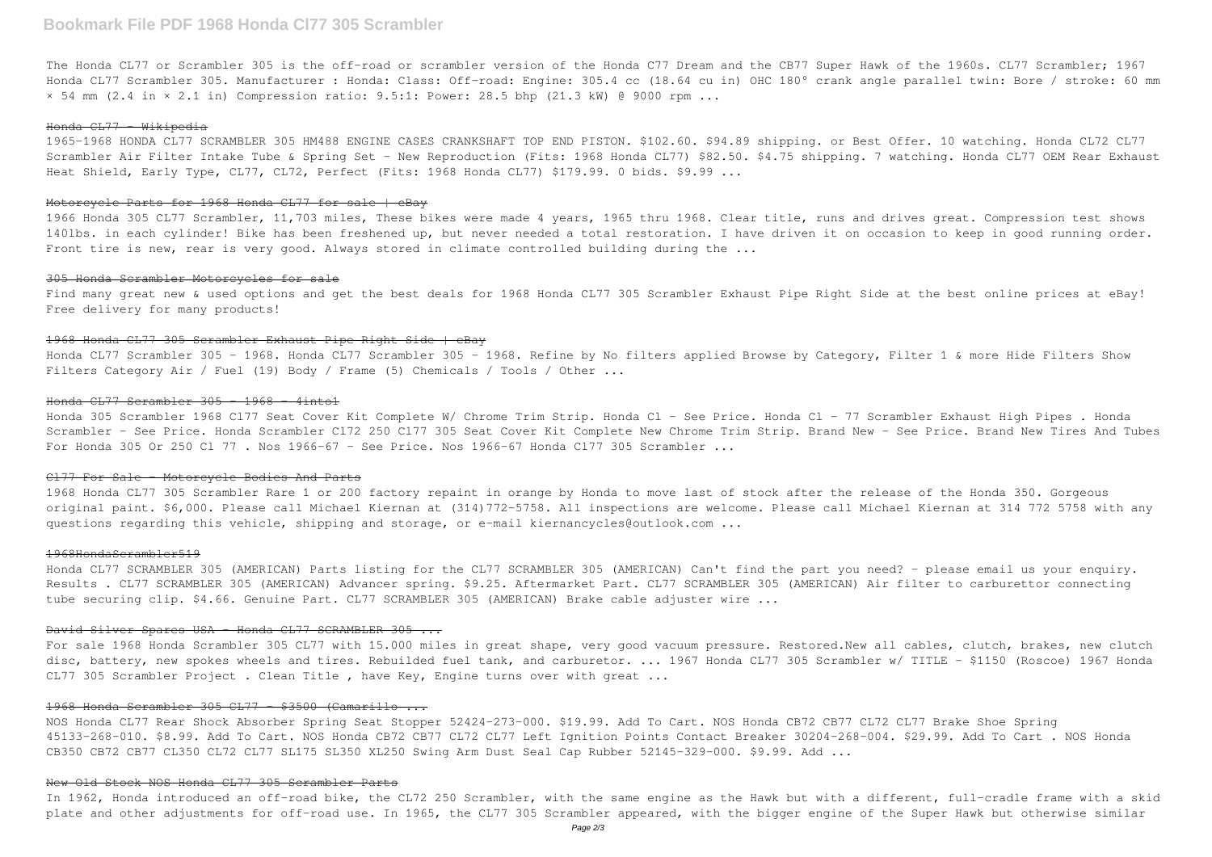The Honda CL77 or Scrambler 305 is the off-road or scrambler version of the Honda C77 Dream and the CB77 Super Hawk of the 1960s. CL77 Scrambler; 1967 Honda CL77 Scrambler 305. Manufacturer : Honda: Class: Off-road: Engine: 305.4 cc (18.64 cu in) OHC 180° crank angle parallel twin: Bore / stroke: 60 mm × 54 mm (2.4 in × 2.1 in) Compression ratio: 9.5:1: Power: 28.5 bhp (21.3 kW) @ 9000 rpm ...

## Honda CL77 - Wikipedia

1965-1968 HONDA CL77 SCRAMBLER 305 HM488 ENGINE CASES CRANKSHAFT TOP END PISTON. $102.60. $94.89 shipping. or Best Offer. 10 watching. Honda CL72 CL77 Scrambler Air Filter Intake Tube & Spring Set - New Reproduction (Fits: 1968 Honda CL77) $82.50. $4.75 shipping. 7 watching. Honda CL77 OEM Rear Exhaust Heat Shield, Early Type, CL77, CL72, Perfect (Fits: 1968 Honda CL77) $179.99. 0 bids. $9.99 ...

## Motorcycle Parts for 1968 Honda CL77 for sale | eBay

1966 Honda 305 CL77 Scrambler, 11,703 miles, These bikes were made 4 years, 1965 thru 1968. Clear title, runs and drives great. Compression test shows 140lbs. in each cylinder! Bike has been freshened up, but never needed a total restoration. I have driven it on occasion to keep in good running order. Front tire is new, rear is very good. Always stored in climate controlled building during the ...

## 305 Honda Scrambler Motorcycles for sale

Find many great new & used options and get the best deals for 1968 Honda CL77 305 Scrambler Exhaust Pipe Right Side at the best online prices at eBay! Free delivery for many products!

## 1968 Honda CL77 305 Scrambler Exhaust Pipe Right Side | eBay

Honda CL77 Scrambler 305 - 1968. Honda CL77 Scrambler 305 - 1968. Refine by No filters applied Browse by Category, Filter 1 & more Hide Filters Show Filters Category Air / Fuel (19) Body / Frame (5) Chemicals / Tools / Other ...

## Honda CL77 Scrambler 305 - 1968 - 4into1

Honda 305 Scrambler 1968 Cl77 Seat Cover Kit Complete W/ Chrome Trim Strip. Honda Cl - See Price. Honda Cl - 77 Scrambler Exhaust High Pipes . Honda Scrambler - See Price. Honda Scrambler Cl72 250 Cl77 305 Seat Cover Kit Complete New Chrome Trim Strip. Brand New - See Price. Brand New Tires And Tubes For Honda 305 Or 250 Cl 77 . Nos 1966-67 - See Price. Nos 1966-67 Honda Cl77 305 Scrambler ...

## Cl77 For Sale - Motorcycle Bodies And Parts

1968 Honda CL77 305 Scrambler Rare 1 or 200 factory repaint in orange by Honda to move last of stock after the release of the Honda 350. Gorgeous original paint. $6,000. Please call Michael Kiernan at (314)772-5758. All inspections are welcome. Please call Michael Kiernan at 314 772 5758 with any questions regarding this vehicle, shipping and storage, or e-mail kiernancycles@outlook.com ...

## 1968HondaScrambler519

Honda CL77 SCRAMBLER 305 (AMERICAN) Parts listing for the CL77 SCRAMBLER 305 (AMERICAN) Can't find the part you need? - please email us your enquiry. Results . CL77 SCRAMBLER 305 (AMERICAN) Advancer spring. $9.25. Aftermarket Part. CL77 SCRAMBLER 305 (AMERICAN) Air filter to carburettor connecting tube securing clip. $4.66. Genuine Part. CL77 SCRAMBLER 305 (AMERICAN) Brake cable adjuster wire ...

## David Silver Spares USA - Honda CL77 SCRAMBLER 305 ...

For sale 1968 Honda Scrambler 305 CL77 with 15.000 miles in great shape, very good vacuum pressure. Restored.New all cables, clutch, brakes, new clutch disc, battery, new spokes wheels and tires. Rebuilded fuel tank, and carburetor. ... 1967 Honda CL77 305 Scrambler w/ TITLE - $1150 (Roscoe) 1967 Honda CL77 305 Scrambler Project . Clean Title , have Key, Engine turns over with great ...

## 1968 Honda Scrambler 305 CL77 - $3500 (Camarillo ...

NOS Honda CL77 Rear Shock Absorber Spring Seat Stopper 52424-273-000. $19.99. Add To Cart. NOS Honda CB72 CB77 CL72 CL77 Brake Shoe Spring 45133-268-010. $8.99. Add To Cart. NOS Honda CB72 CB77 CL72 CL77 Left Ignition Points Contact Breaker 30204-268-004. $29.99. Add To Cart . NOS Honda CB350 CB72 CB77 CL350 CL72 CL77 SL175 SL350 XL250 Swing Arm Dust Seal Cap Rubber 52145-329-000. $9.99. Add ...

## New Old Stock NOS Honda CL77 305 Scrambler Parts

In 1962, Honda introduced an off-road bike, the CL72 250 Scrambler, with the same engine as the Hawk but with a different, full-cradle frame with a skid plate and other adjustments for off-road use. In 1965, the CL77 305 Scrambler appeared, with the bigger engine of the Super Hawk but otherwise similar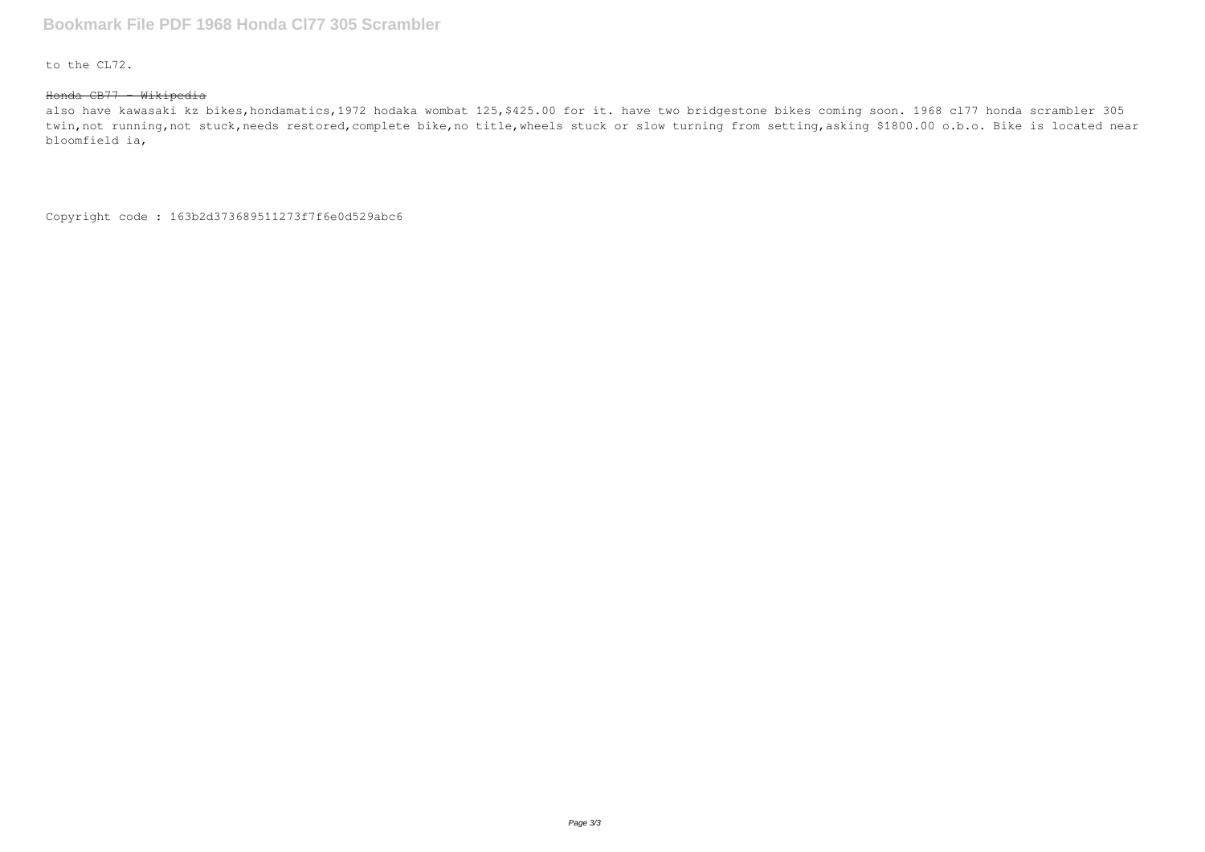to the CL72.

~~Honda CB77 - Wikipedia~~

also have kawasaki kz bikes,hondamatics,1972 hodaka wombat 125,$425.00 for it. have two bridgestone bikes coming soon. 1968 cl77 honda scrambler 305 twin,not running,not stuck,needs restored,complete bike,no title,wheels stuck or slow turning from setting,asking $1800.00 o.b.o. Bike is located near bloomfield ia,

Copyright code : 163b2d373689511273f7f6e0d529abc6